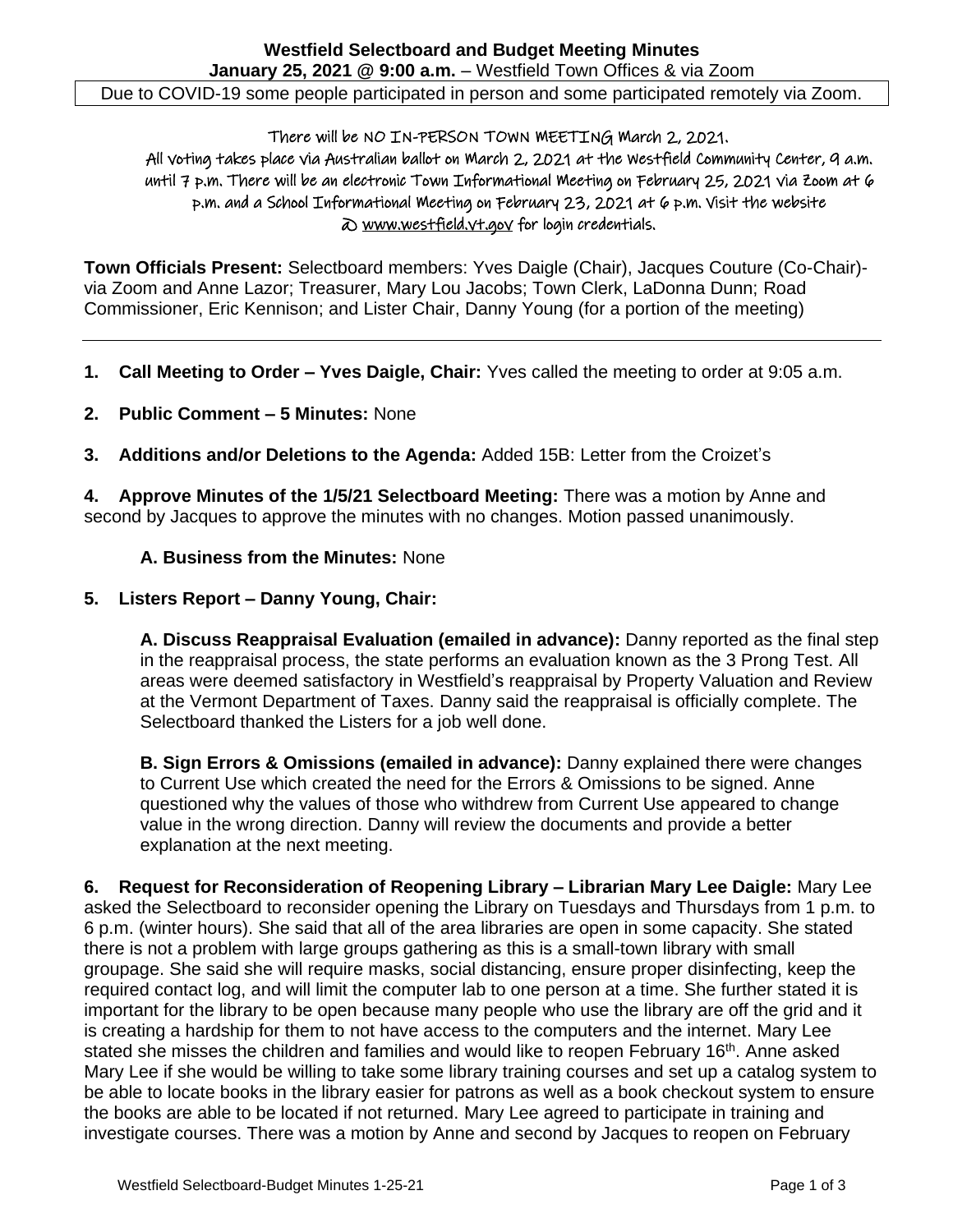**Westfield Selectboard and Budget Meeting Minutes**
**January 25, 2021 @ 9:00 a.m.** – Westfield Town Offices & via Zoom

Due to COVID-19 some people participated in person and some participated remotely via Zoom.

There will be NO IN-PERSON TOWN MEETING March 2, 2021.
All voting takes place via Australian ballot on March 2, 2021 at the Westfield Community Center, 9 a.m. until 7 p.m. There will be an electronic Town Informational Meeting on February 25, 2021 via Zoom at 6 p.m. and a School Informational Meeting on February 23, 2021 at 6 p.m. Visit the website @ www.westfield.vt.gov for login credentials.

**Town Officials Present:** Selectboard members: Yves Daigle (Chair), Jacques Couture (Co-Chair)- via Zoom and Anne Lazor; Treasurer, Mary Lou Jacobs; Town Clerk, LaDonna Dunn; Road Commissioner, Eric Kennison; and Lister Chair, Danny Young (for a portion of the meeting)

---

**1. Call Meeting to Order – Yves Daigle, Chair:** Yves called the meeting to order at 9:05 a.m.

**2. Public Comment – 5 Minutes:** None

**3. Additions and/or Deletions to the Agenda:** Added 15B: Letter from the Croizet's

**4. Approve Minutes of the 1/5/21 Selectboard Meeting:** There was a motion by Anne and second by Jacques to approve the minutes with no changes. Motion passed unanimously.

**A. Business from the Minutes:** None

**5. Listers Report – Danny Young, Chair:**

**A. Discuss Reappraisal Evaluation (emailed in advance):** Danny reported as the final step in the reappraisal process, the state performs an evaluation known as the 3 Prong Test. All areas were deemed satisfactory in Westfield's reappraisal by Property Valuation and Review at the Vermont Department of Taxes. Danny said the reappraisal is officially complete. The Selectboard thanked the Listers for a job well done.

**B. Sign Errors & Omissions (emailed in advance):** Danny explained there were changes to Current Use which created the need for the Errors & Omissions to be signed. Anne questioned why the values of those who withdrew from Current Use appeared to change value in the wrong direction. Danny will review the documents and provide a better explanation at the next meeting.

**6. Request for Reconsideration of Reopening Library – Librarian Mary Lee Daigle:** Mary Lee asked the Selectboard to reconsider opening the Library on Tuesdays and Thursdays from 1 p.m. to 6 p.m. (winter hours). She said that all of the area libraries are open in some capacity. She stated there is not a problem with large groups gathering as this is a small-town library with small groupage. She said she will require masks, social distancing, ensure proper disinfecting, keep the required contact log, and will limit the computer lab to one person at a time. She further stated it is important for the library to be open because many people who use the library are off the grid and it is creating a hardship for them to not have access to the computers and the internet. Mary Lee stated she misses the children and families and would like to reopen February 16th. Anne asked Mary Lee if she would be willing to take some library training courses and set up a catalog system to be able to locate books in the library easier for patrons as well as a book checkout system to ensure the books are able to be located if not returned. Mary Lee agreed to participate in training and investigate courses. There was a motion by Anne and second by Jacques to reopen on February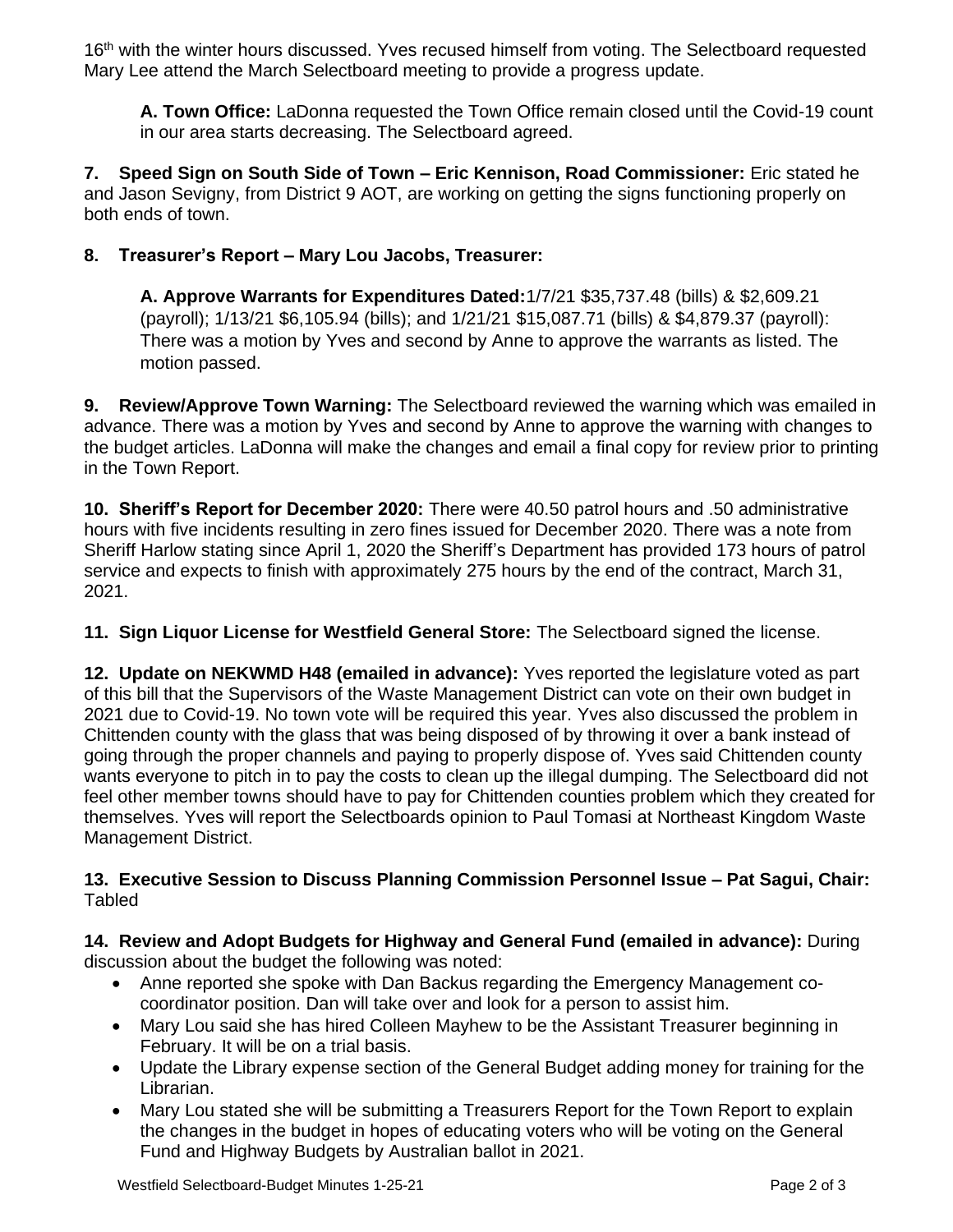16th with the winter hours discussed. Yves recused himself from voting. The Selectboard requested Mary Lee attend the March Selectboard meeting to provide a progress update.

**A. Town Office:** LaDonna requested the Town Office remain closed until the Covid-19 count in our area starts decreasing. The Selectboard agreed.

**7. Speed Sign on South Side of Town – Eric Kennison, Road Commissioner:** Eric stated he and Jason Sevigny, from District 9 AOT, are working on getting the signs functioning properly on both ends of town.

**8. Treasurer's Report – Mary Lou Jacobs, Treasurer:**

**A. Approve Warrants for Expenditures Dated:** 1/7/21 $35,737.48 (bills) & $2,609.21 (payroll); 1/13/21 $6,105.94 (bills); and 1/21/21 $15,087.71 (bills) & $4,879.37 (payroll): There was a motion by Yves and second by Anne to approve the warrants as listed. The motion passed.

**9. Review/Approve Town Warning:** The Selectboard reviewed the warning which was emailed in advance. There was a motion by Yves and second by Anne to approve the warning with changes to the budget articles. LaDonna will make the changes and email a final copy for review prior to printing in the Town Report.

**10. Sheriff's Report for December 2020:** There were 40.50 patrol hours and .50 administrative hours with five incidents resulting in zero fines issued for December 2020. There was a note from Sheriff Harlow stating since April 1, 2020 the Sheriff's Department has provided 173 hours of patrol service and expects to finish with approximately 275 hours by the end of the contract, March 31, 2021.

**11. Sign Liquor License for Westfield General Store:** The Selectboard signed the license.

**12. Update on NEKWMD H48 (emailed in advance):** Yves reported the legislature voted as part of this bill that the Supervisors of the Waste Management District can vote on their own budget in 2021 due to Covid-19. No town vote will be required this year. Yves also discussed the problem in Chittenden county with the glass that was being disposed of by throwing it over a bank instead of going through the proper channels and paying to properly dispose of. Yves said Chittenden county wants everyone to pitch in to pay the costs to clean up the illegal dumping. The Selectboard did not feel other member towns should have to pay for Chittenden counties problem which they created for themselves. Yves will report the Selectboards opinion to Paul Tomasi at Northeast Kingdom Waste Management District.

**13. Executive Session to Discuss Planning Commission Personnel Issue – Pat Sagui, Chair:** Tabled

**14. Review and Adopt Budgets for Highway and General Fund (emailed in advance):** During discussion about the budget the following was noted:

- Anne reported she spoke with Dan Backus regarding the Emergency Management co-coordinator position. Dan will take over and look for a person to assist him.
- Mary Lou said she has hired Colleen Mayhew to be the Assistant Treasurer beginning in February. It will be on a trial basis.
- Update the Library expense section of the General Budget adding money for training for the Librarian.
- Mary Lou stated she will be submitting a Treasurers Report for the Town Report to explain the changes in the budget in hopes of educating voters who will be voting on the General Fund and Highway Budgets by Australian ballot in 2021.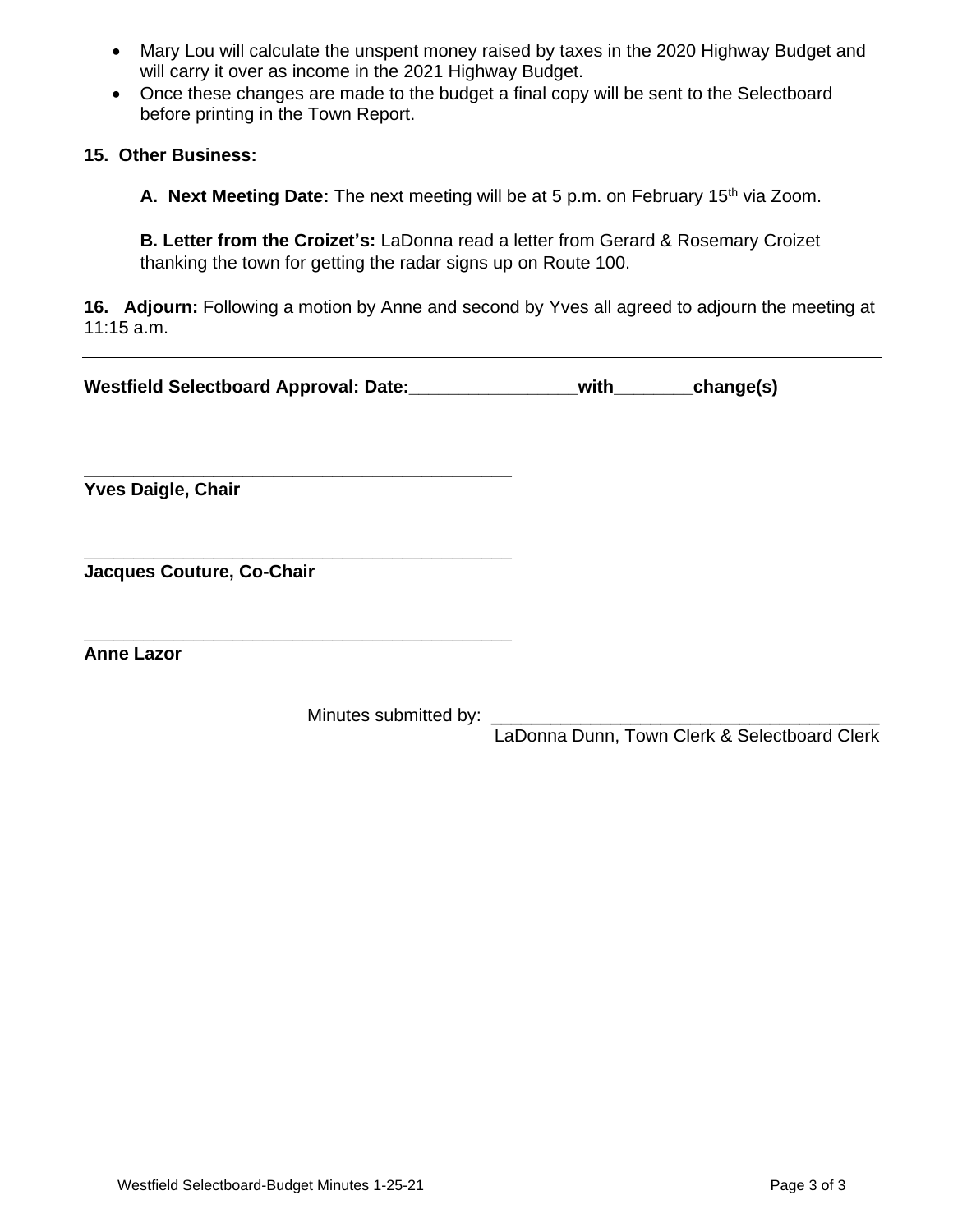- Mary Lou will calculate the unspent money raised by taxes in the 2020 Highway Budget and will carry it over as income in the 2021 Highway Budget.
- Once these changes are made to the budget a final copy will be sent to the Selectboard before printing in the Town Report.

**15. Other Business:**

**A. Next Meeting Date:** The next meeting will be at 5 p.m. on February 15th via Zoom.

**B. Letter from the Croizet's:** LaDonna read a letter from Gerard & Rosemary Croizet thanking the town for getting the radar signs up on Route 100.

**16. Adjourn:** Following a motion by Anne and second by Yves all agreed to adjourn the meeting at 11:15 a.m.

---

**Westfield Selectboard Approval: Date:_________________with________change(s)**

_____________________________________________
**Yves Daigle, Chair**

_____________________________________________
**Jacques Couture, Co-Chair**

_____________________________________________
**Anne Lazor**

Minutes submitted by: _______________________________________
LaDonna Dunn, Town Clerk & Selectboard Clerk